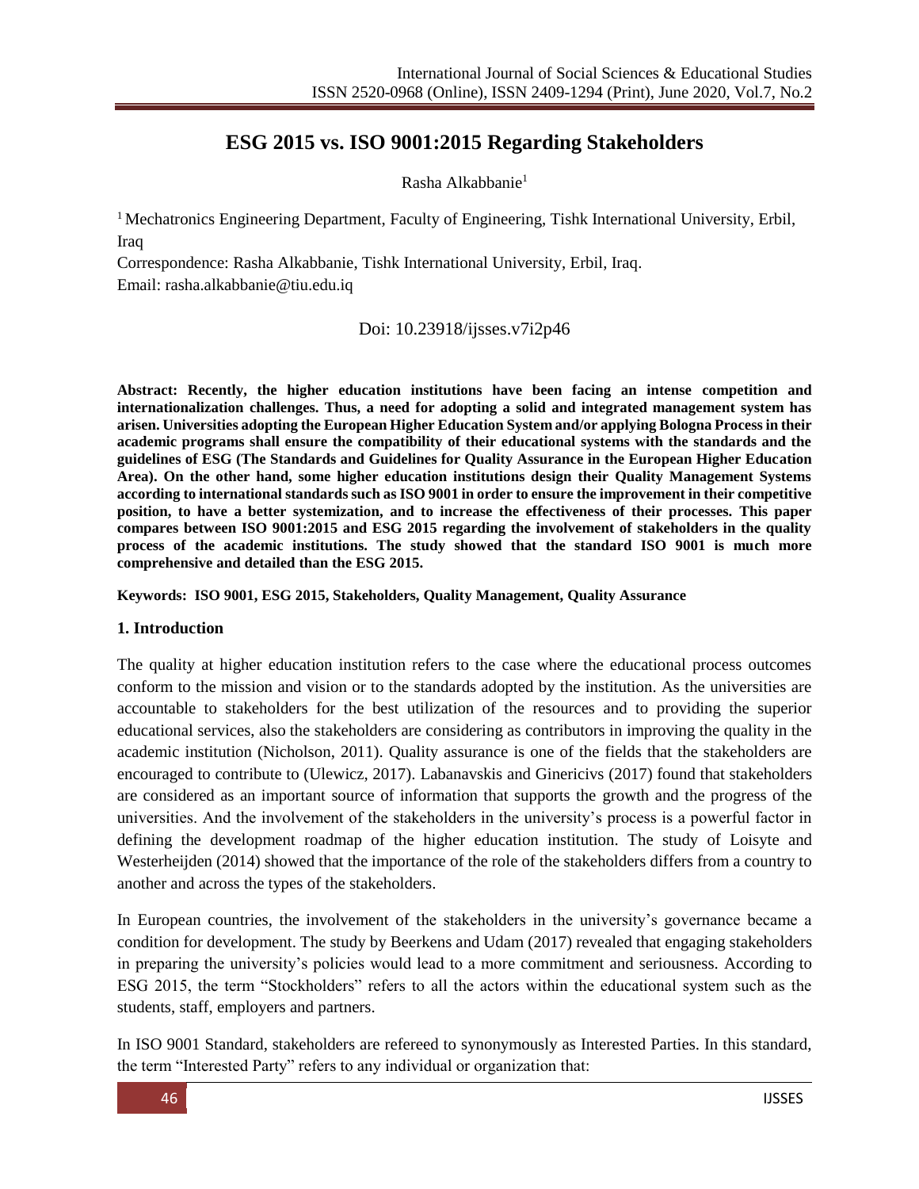# ESG 2015 vs. ISO 9001:2015 Regarding Stakeholders

Rasha Alkabbanie[1]

[1] Mechatronics Engineering Department, Faculty of Engineering, Tishk International University, Erbil, Iraq

Correspondence: Rasha Alkabbanie, Tishk International University, Erbil, Iraq.

Email: rasha.alkabbanie@tiu.edu.iq

Doi: 10.23918/ijsses.v7i2p46

**Abstract: Recently, the higher education institutions have been facing an intense competition and internationalization challenges. Thus, a need for adopting a solid and integrated management system has arisen. Universities adopting the European Higher Education System and/or applying Bologna Process in their academic programs shall ensure the compatibility of their educational systems with the standards and the guidelines of ESG (The Standards and Guidelines for Quality Assurance in the European Higher Education Area). On the other hand, some higher education institutions design their Quality Management Systems according to international standards such as ISO 9001 in order to ensure the improvement in their competitive position, to have a better systemization, and to increase the effectiveness of their processes. This paper compares between ISO 9001:2015 and ESG 2015 regarding the involvement of stakeholders in the quality process of the academic institutions. The study showed that the standard ISO 9001 is much more comprehensive and detailed than the ESG 2015.**

**Keywords: ISO 9001, ESG 2015, Stakeholders, Quality Management, Quality Assurance**

## 1. Introduction

The quality at higher education institution refers to the case where the educational process outcomes conform to the mission and vision or to the standards adopted by the institution. As the universities are accountable to stakeholders for the best utilization of the resources and to providing the superior educational services, also the stakeholders are considering as contributors in improving the quality in the academic institution (Nicholson, 2011). Quality assurance is one of the fields that the stakeholders are encouraged to contribute to (Ulewicz, 2017). Labanavskis and Ginericivs (2017) found that stakeholders are considered as an important source of information that supports the growth and the progress of the universities. And the involvement of the stakeholders in the university's process is a powerful factor in defining the development roadmap of the higher education institution. The study of Loisyte and Westerheijden (2014) showed that the importance of the role of the stakeholders differs from a country to another and across the types of the stakeholders.

In European countries, the involvement of the stakeholders in the university's governance became a condition for development. The study by Beerkens and Udam (2017) revealed that engaging stakeholders in preparing the university's policies would lead to a more commitment and seriousness. According to ESG 2015, the term "Stockholders" refers to all the actors within the educational system such as the students, staff, employers and partners.

In ISO 9001 Standard, stakeholders are refereed to synonymously as Interested Parties. In this standard, the term "Interested Party" refers to any individual or organization that: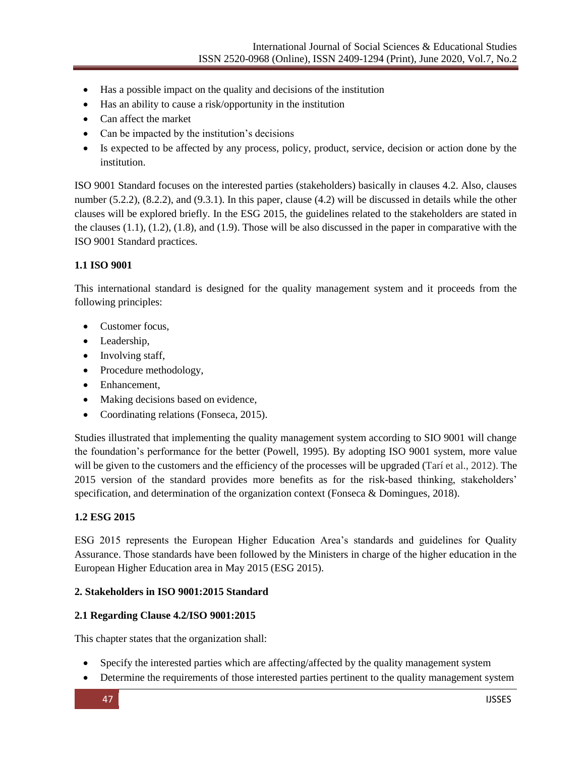- Has a possible impact on the quality and decisions of the institution
- Has an ability to cause a risk/opportunity in the institution
- Can affect the market
- Can be impacted by the institution's decisions
- Is expected to be affected by any process, policy, product, service, decision or action done by the institution.

ISO 9001 Standard focuses on the interested parties (stakeholders) basically in clauses 4.2. Also, clauses number (5.2.2), (8.2.2), and (9.3.1). In this paper, clause (4.2) will be discussed in details while the other clauses will be explored briefly. In the ESG 2015, the guidelines related to the stakeholders are stated in the clauses (1.1), (1.2), (1.8), and (1.9). Those will be also discussed in the paper in comparative with the ISO 9001 Standard practices.

**1.1 ISO 9001**

This international standard is designed for the quality management system and it proceeds from the following principles:

- Customer focus,
- Leadership,
- Involving staff,
- Procedure methodology,
- Enhancement,
- Making decisions based on evidence,
- Coordinating relations (Fonseca, 2015).

Studies illustrated that implementing the quality management system according to SIO 9001 will change the foundation's performance for the better (Powell, 1995). By adopting ISO 9001 system, more value will be given to the customers and the efficiency of the processes will be upgraded (Tarí et al., 2012). The 2015 version of the standard provides more benefits as for the risk-based thinking, stakeholders' specification, and determination of the organization context (Fonseca & Domingues, 2018).

**1.2 ESG 2015**

ESG 2015 represents the European Higher Education Area's standards and guidelines for Quality Assurance. Those standards have been followed by the Ministers in charge of the higher education in the European Higher Education area in May 2015 (ESG 2015).

**2. Stakeholders in ISO 9001:2015 Standard**

**2.1 Regarding Clause 4.2/ISO 9001:2015**

This chapter states that the organization shall:

- Specify the interested parties which are affecting/affected by the quality management system
- Determine the requirements of those interested parties pertinent to the quality management system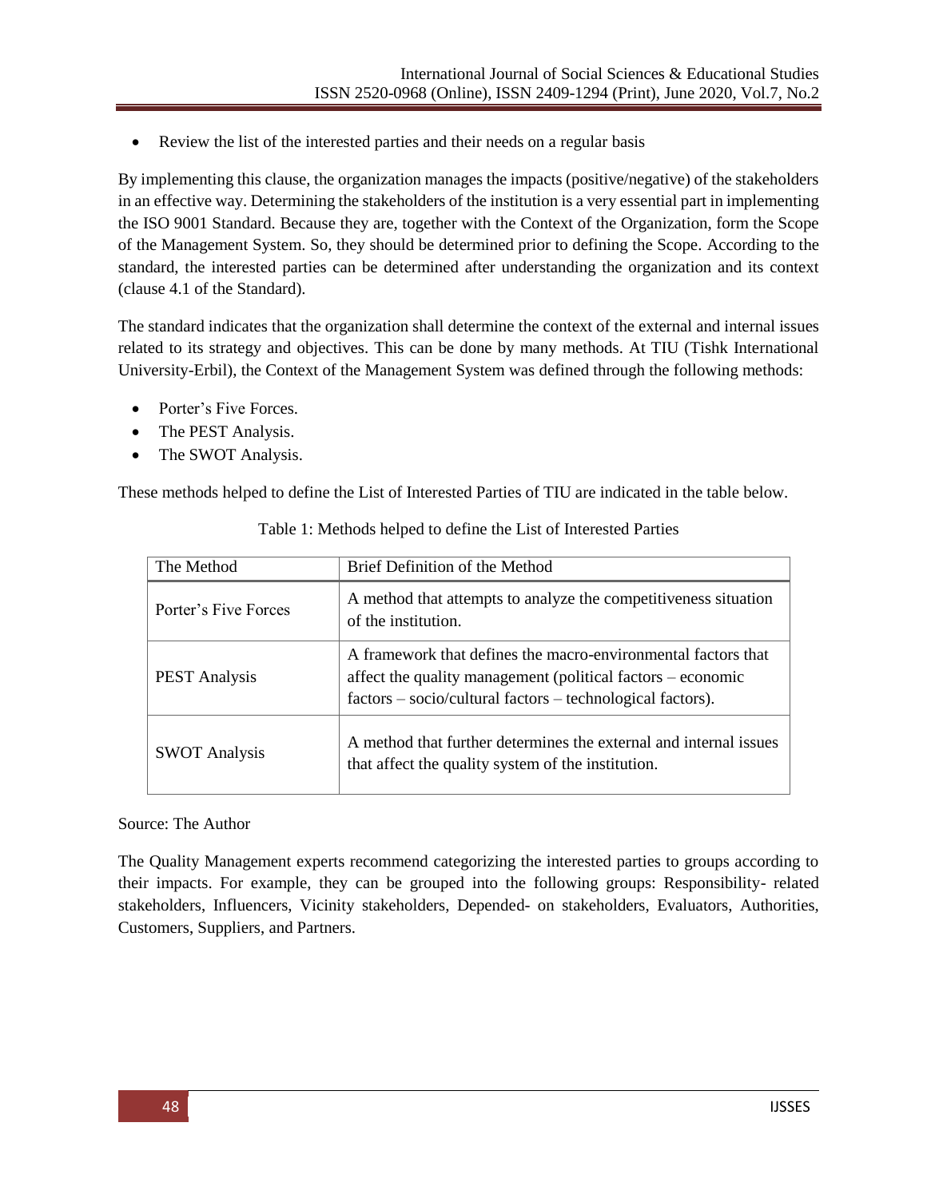- Review the list of the interested parties and their needs on a regular basis

By implementing this clause, the organization manages the impacts (positive/negative) of the stakeholders in an effective way. Determining the stakeholders of the institution is a very essential part in implementing the ISO 9001 Standard. Because they are, together with the Context of the Organization, form the Scope of the Management System. So, they should be determined prior to defining the Scope. According to the standard, the interested parties can be determined after understanding the organization and its context (clause 4.1 of the Standard).

The standard indicates that the organization shall determine the context of the external and internal issues related to its strategy and objectives. This can be done by many methods. At TIU (Tishk International University-Erbil), the Context of the Management System was defined through the following methods:

- Porter's Five Forces.
- The PEST Analysis.
- The SWOT Analysis.

These methods helped to define the List of Interested Parties of TIU are indicated in the table below.

Table 1: Methods helped to define the List of Interested Parties

| The Method | Brief Definition of the Method |
|---|---|
| Porter's Five Forces | A method that attempts to analyze the competitiveness situation of the institution. |
| PEST Analysis | A framework that defines the macro-environmental factors that affect the quality management (political factors – economic factors – socio/cultural factors – technological factors). |
| SWOT Analysis | A method that further determines the external and internal issues that affect the quality system of the institution. |

Source: The Author

The Quality Management experts recommend categorizing the interested parties to groups according to their impacts. For example, they can be grouped into the following groups: Responsibility- related stakeholders, Influencers, Vicinity stakeholders, Depended- on stakeholders, Evaluators, Authorities, Customers, Suppliers, and Partners.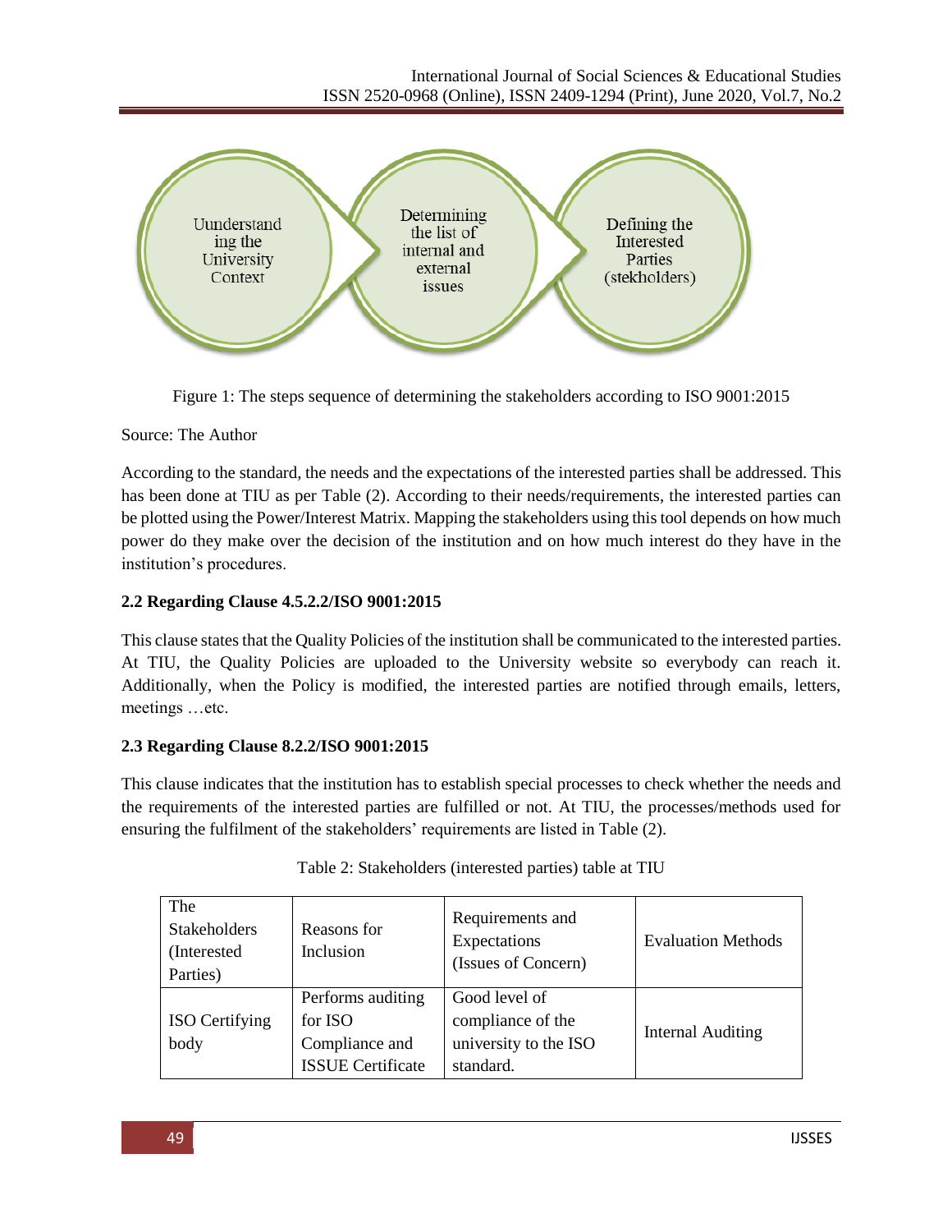Uunderstanding the University Context → Determining the list of internal and external issues → Defining the Interested Parties (stekholders)

Figure 1: The steps sequence of determining the stakeholders according to ISO 9001:2015

Source: The Author

According to the standard, the needs and the expectations of the interested parties shall be addressed. This has been done at TIU as per Table (2). According to their needs/requirements, the interested parties can be plotted using the Power/Interest Matrix. Mapping the stakeholders using this tool depends on how much power do they make over the decision of the institution and on how much interest do they have in the institution's procedures.

### 2.2 Regarding Clause 4.5.2.2/ISO 9001:2015

This clause states that the Quality Policies of the institution shall be communicated to the interested parties. At TIU, the Quality Policies are uploaded to the University website so everybody can reach it. Additionally, when the Policy is modified, the interested parties are notified through emails, letters, meetings …etc.

### 2.3 Regarding Clause 8.2.2/ISO 9001:2015

This clause indicates that the institution has to establish special processes to check whether the needs and the requirements of the interested parties are fulfilled or not. At TIU, the processes/methods used for ensuring the fulfilment of the stakeholders' requirements are listed in Table (2).

Table 2: Stakeholders (interested parties) table at TIU

| The Stakeholders (Interested Parties) | Reasons for Inclusion | Requirements and Expectations (Issues of Concern) | Evaluation Methods |
|---|---|---|---|
| ISO Certifying body | Performs auditing for ISO Compliance and ISSUE Certificate | Good level of compliance of the university to the ISO standard. | Internal Auditing |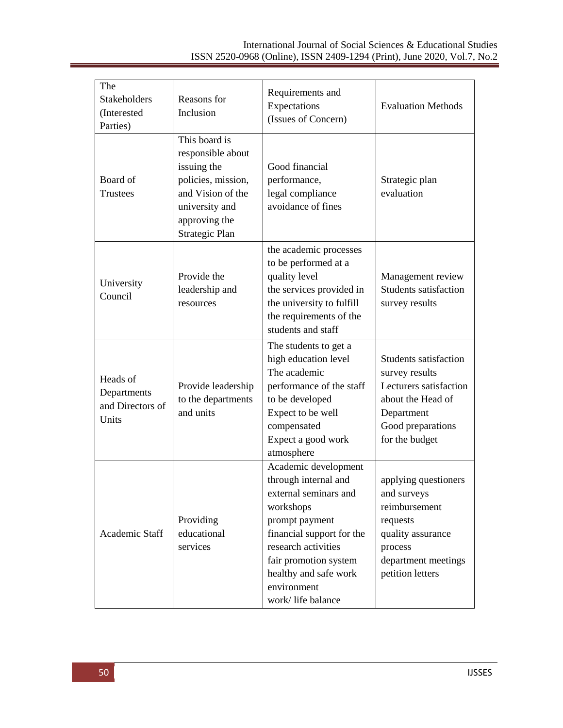| The Stakeholders (Interested Parties) | Reasons for Inclusion | Requirements and Expectations (Issues of Concern) | Evaluation Methods |
|---|---|---|---|
| Board of Trustees | This board is responsible about issuing the policies, mission, and Vision of the university and approving the Strategic Plan | Good financial performance, legal compliance avoidance of fines | Strategic plan evaluation |
| University Council | Provide the leadership and resources | the academic processes to be performed at a quality level the services provided in the university to fulfill the requirements of the students and staff | Management review Students satisfaction survey results |
| Heads of Departments and Directors of Units | Provide leadership to the departments and units | The students to get a high education level The academic performance of the staff to be developed Expect to be well compensated Expect a good work atmosphere | Students satisfaction survey results Lecturers satisfaction about the Head of Department Good preparations for the budget |
| Academic Staff | Providing educational services | Academic development through internal and external seminars and workshops prompt payment financial support for the research activities fair promotion system healthy and safe work environment work/ life balance | applying questioners and surveys reimbursement requests quality assurance process department meetings petition letters |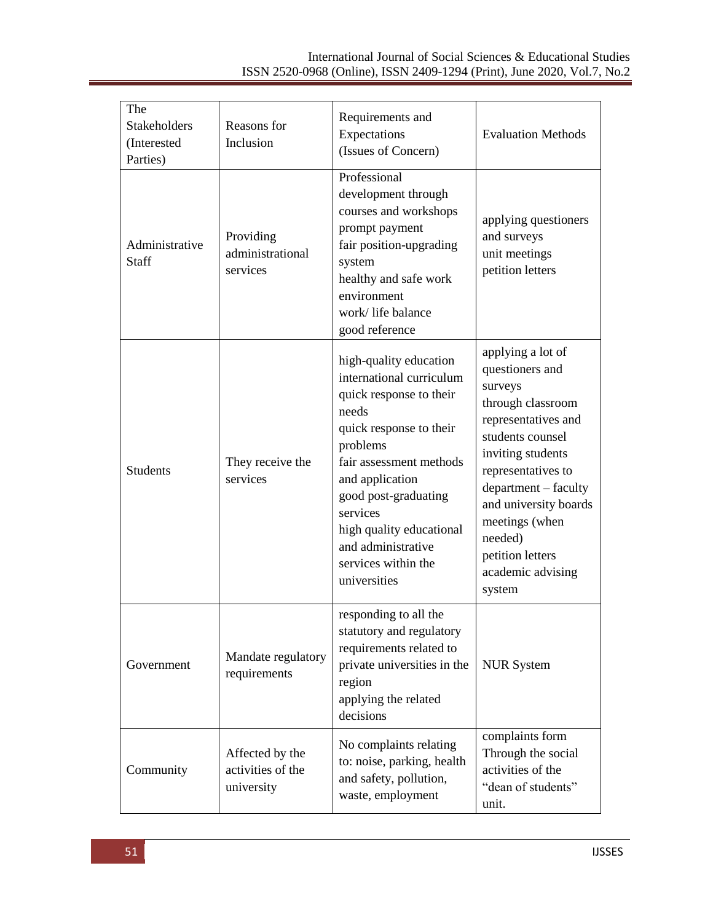| The Stakeholders (Interested Parties) | Reasons for Inclusion | Requirements and Expectations (Issues of Concern) | Evaluation Methods |
|---|---|---|---|
| Administrative Staff | Providing administrational services | Professional development through courses and workshops<br>prompt payment<br>fair position-upgrading system<br>healthy and safe work environment<br>work/ life balance<br>good reference | applying questioners and surveys<br>unit meetings<br>petition letters |
| Students | They receive the services | high-quality education<br>international curriculum<br>quick response to their needs<br>quick response to their problems<br>fair assessment methods and application<br>good post-graduating services<br>high quality educational and administrative services within the universities | applying a lot of questioners and surveys<br>through classroom representatives and students counsel<br>inviting students representatives to department – faculty and university boards meetings (when needed)<br>petition letters<br>academic advising system |
| Government | Mandate regulatory requirements | responding to all the statutory and regulatory requirements related to private universities in the region<br>applying the related decisions | NUR System |
| Community | Affected by the activities of the university | No complaints relating to: noise, parking, health and safety, pollution, waste, employment | complaints form<br>Through the social activities of the "dean of students" unit. |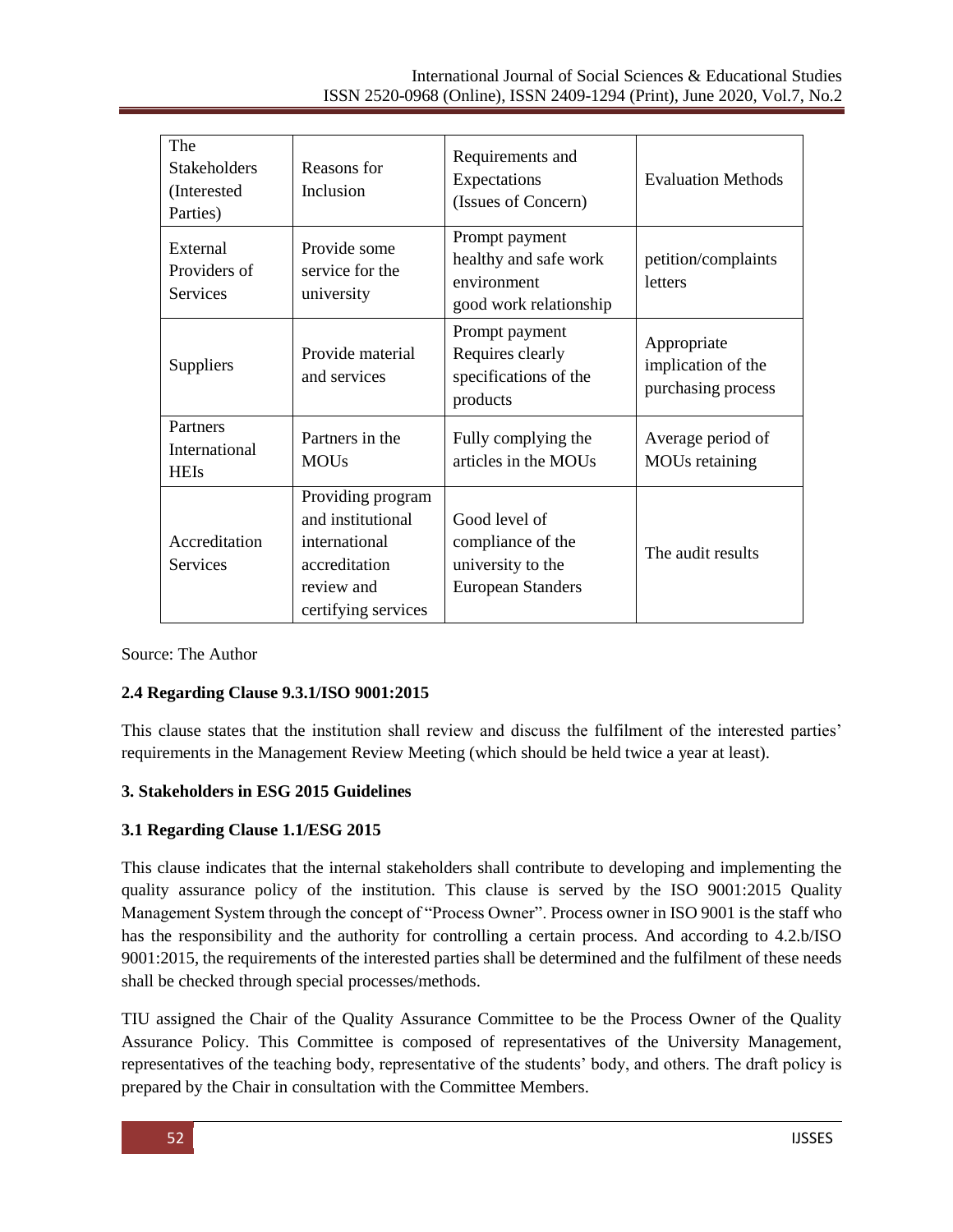| The Stakeholders (Interested Parties) | Reasons for Inclusion | Requirements and Expectations (Issues of Concern) | Evaluation Methods |
|---|---|---|---|
| External Providers of Services | Provide some service for the university | Prompt payment healthy and safe work environment good work relationship | petition/complaints letters |
| Suppliers | Provide material and services | Prompt payment Requires clearly specifications of the products | Appropriate implication of the purchasing process |
| Partners International HEIs | Partners in the MOUs | Fully complying the articles in the MOUs | Average period of MOUs retaining |
| Accreditation Services | Providing program and institutional international accreditation review and certifying services | Good level of compliance of the university to the European Standers | The audit results |

Source: The Author

**2.4 Regarding Clause 9.3.1/ISO 9001:2015**

This clause states that the institution shall review and discuss the fulfilment of the interested parties' requirements in the Management Review Meeting (which should be held twice a year at least).

**3. Stakeholders in ESG 2015 Guidelines**

**3.1 Regarding Clause 1.1/ESG 2015**

This clause indicates that the internal stakeholders shall contribute to developing and implementing the quality assurance policy of the institution. This clause is served by the ISO 9001:2015 Quality Management System through the concept of "Process Owner". Process owner in ISO 9001 is the staff who has the responsibility and the authority for controlling a certain process. And according to 4.2.b/ISO 9001:2015, the requirements of the interested parties shall be determined and the fulfilment of these needs shall be checked through special processes/methods.

TIU assigned the Chair of the Quality Assurance Committee to be the Process Owner of the Quality Assurance Policy. This Committee is composed of representatives of the University Management, representatives of the teaching body, representative of the students' body, and others. The draft policy is prepared by the Chair in consultation with the Committee Members.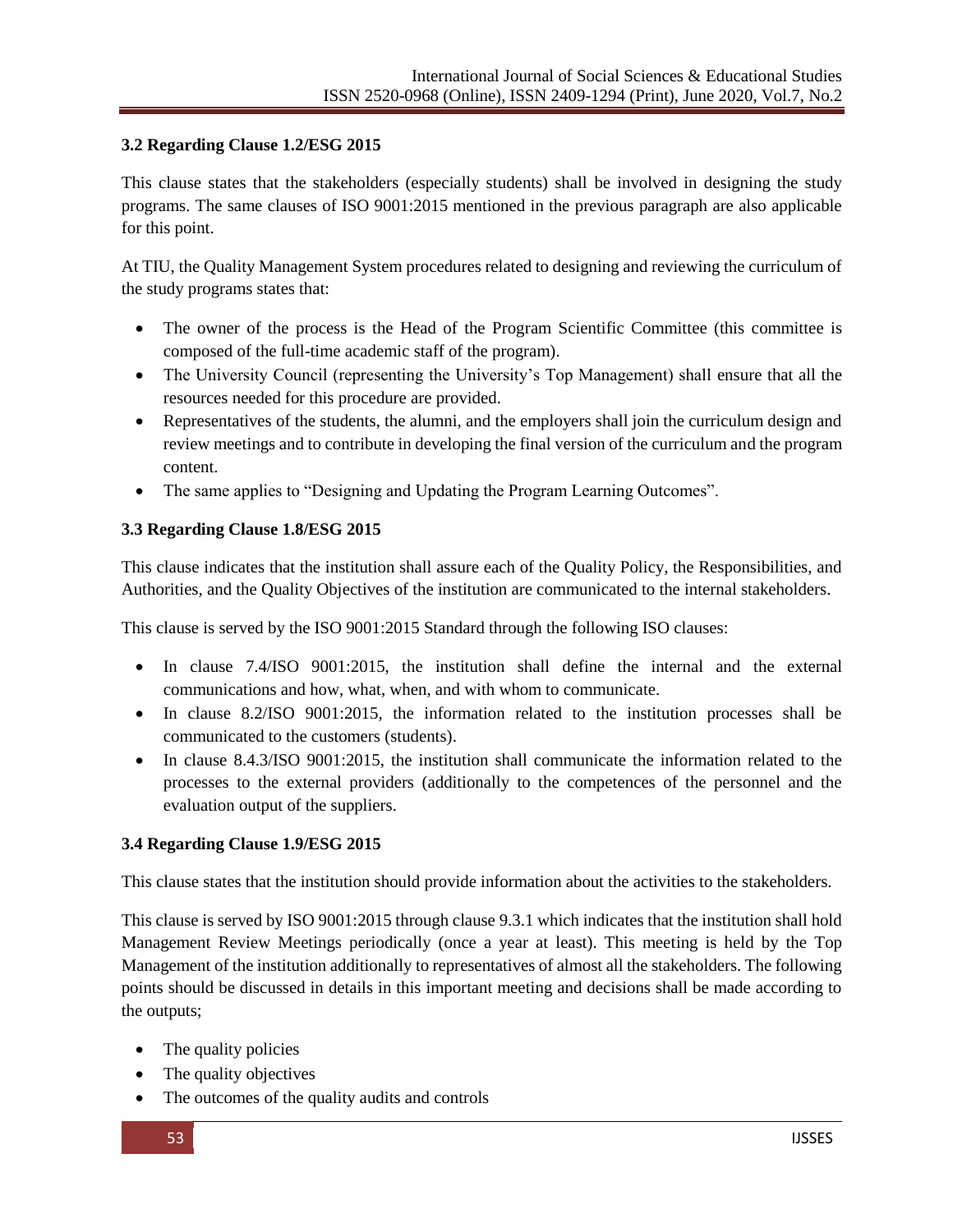### 3.2 Regarding Clause 1.2/ESG 2015

This clause states that the stakeholders (especially students) shall be involved in designing the study programs. The same clauses of ISO 9001:2015 mentioned in the previous paragraph are also applicable for this point.

At TIU, the Quality Management System procedures related to designing and reviewing the curriculum of the study programs states that:

- The owner of the process is the Head of the Program Scientific Committee (this committee is composed of the full-time academic staff of the program).
- The University Council (representing the University's Top Management) shall ensure that all the resources needed for this procedure are provided.
- Representatives of the students, the alumni, and the employers shall join the curriculum design and review meetings and to contribute in developing the final version of the curriculum and the program content.
- The same applies to "Designing and Updating the Program Learning Outcomes".

### 3.3 Regarding Clause 1.8/ESG 2015

This clause indicates that the institution shall assure each of the Quality Policy, the Responsibilities, and Authorities, and the Quality Objectives of the institution are communicated to the internal stakeholders.

This clause is served by the ISO 9001:2015 Standard through the following ISO clauses:

- In clause 7.4/ISO 9001:2015, the institution shall define the internal and the external communications and how, what, when, and with whom to communicate.
- In clause 8.2/ISO 9001:2015, the information related to the institution processes shall be communicated to the customers (students).
- In clause 8.4.3/ISO 9001:2015, the institution shall communicate the information related to the processes to the external providers (additionally to the competences of the personnel and the evaluation output of the suppliers.

### 3.4 Regarding Clause 1.9/ESG 2015

This clause states that the institution should provide information about the activities to the stakeholders.

This clause is served by ISO 9001:2015 through clause 9.3.1 which indicates that the institution shall hold Management Review Meetings periodically (once a year at least). This meeting is held by the Top Management of the institution additionally to representatives of almost all the stakeholders. The following points should be discussed in details in this important meeting and decisions shall be made according to the outputs;

- The quality policies
- The quality objectives
- The outcomes of the quality audits and controls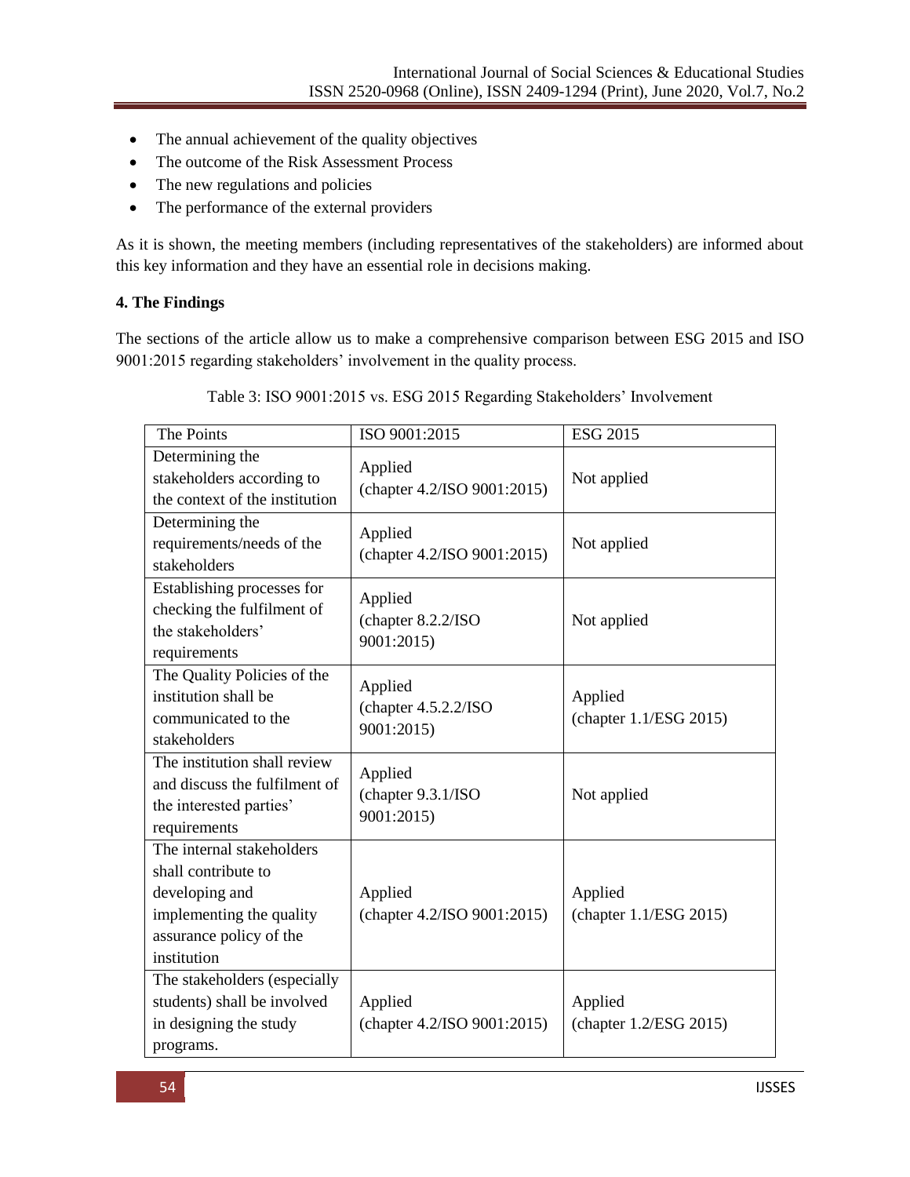- The annual achievement of the quality objectives
- The outcome of the Risk Assessment Process
- The new regulations and policies
- The performance of the external providers

As it is shown, the meeting members (including representatives of the stakeholders) are informed about this key information and they have an essential role in decisions making.

## 4. The Findings

The sections of the article allow us to make a comprehensive comparison between ESG 2015 and ISO 9001:2015 regarding stakeholders' involvement in the quality process.

Table 3: ISO 9001:2015 vs. ESG 2015 Regarding Stakeholders' Involvement

| The Points | ISO 9001:2015 | ESG 2015 |
|---|---|---|
| Determining the stakeholders according to the context of the institution | Applied (chapter 4.2/ISO 9001:2015) | Not applied |
| Determining the requirements/needs of the stakeholders | Applied (chapter 4.2/ISO 9001:2015) | Not applied |
| Establishing processes for checking the fulfilment of the stakeholders' requirements | Applied (chapter 8.2.2/ISO 9001:2015) | Not applied |
| The Quality Policies of the institution shall be communicated to the stakeholders | Applied (chapter 4.5.2.2/ISO 9001:2015) | Applied (chapter 1.1/ESG 2015) |
| The institution shall review and discuss the fulfilment of the interested parties' requirements | Applied (chapter 9.3.1/ISO 9001:2015) | Not applied |
| The internal stakeholders shall contribute to developing and implementing the quality assurance policy of the institution | Applied (chapter 4.2/ISO 9001:2015) | Applied (chapter 1.1/ESG 2015) |
| The stakeholders (especially students) shall be involved in designing the study programs. | Applied (chapter 4.2/ISO 9001:2015) | Applied (chapter 1.2/ESG 2015) |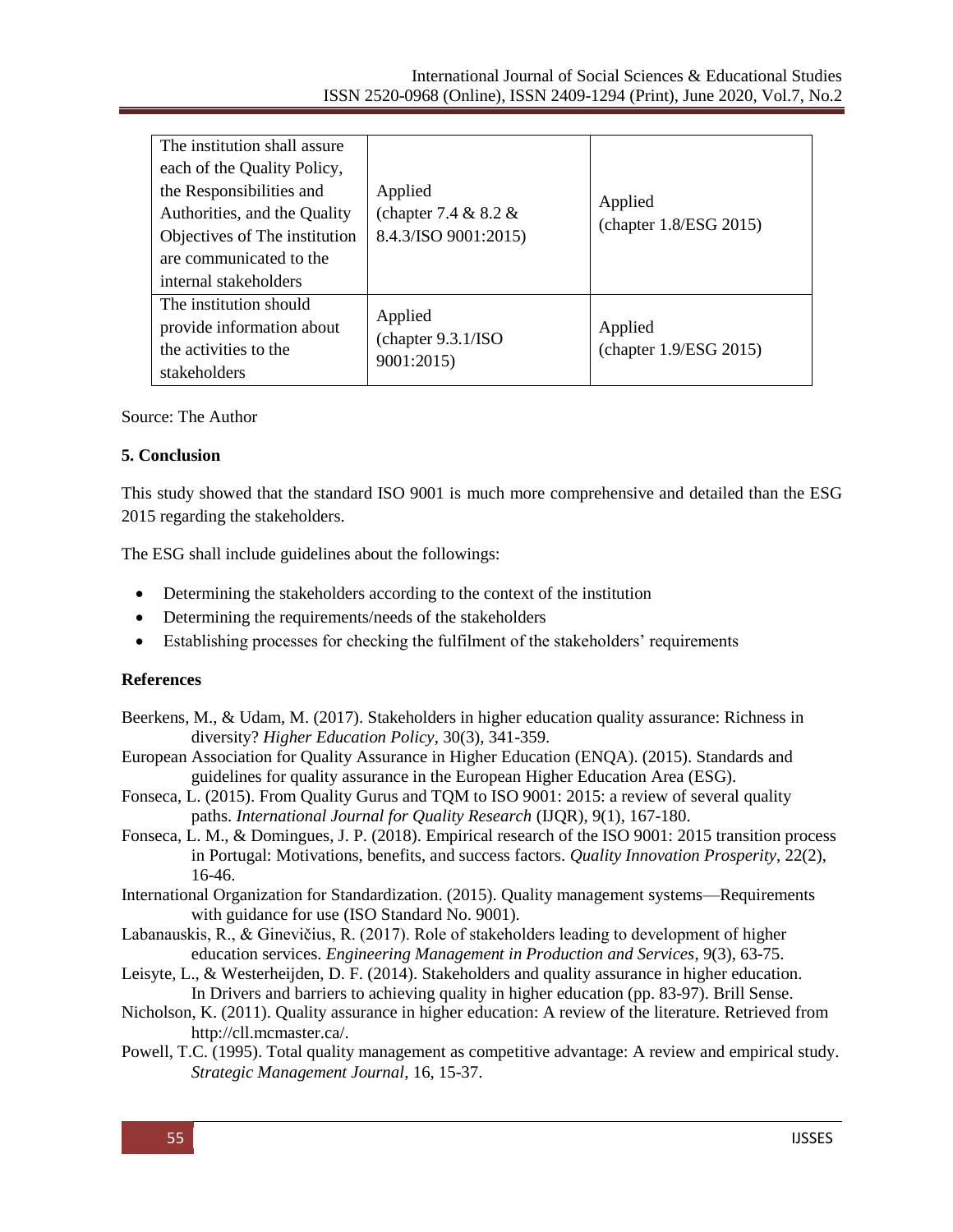| The institution shall assure each of the Quality Policy, the Responsibilities and Authorities, and the Quality Objectives of The institution are communicated to the internal stakeholders | Applied (chapter 7.4 & 8.2 & 8.4.3/ISO 9001:2015) | Applied (chapter 1.8/ESG 2015) |
|---|---|---|
| The institution should provide information about the activities to the stakeholders | Applied (chapter 9.3.1/ISO 9001:2015) | Applied (chapter 1.9/ESG 2015) |

Source: The Author

**5. Conclusion**

This study showed that the standard ISO 9001 is much more comprehensive and detailed than the ESG 2015 regarding the stakeholders.

The ESG shall include guidelines about the followings:

- Determining the stakeholders according to the context of the institution
- Determining the requirements/needs of the stakeholders
- Establishing processes for checking the fulfilment of the stakeholders' requirements

**References**

Beerkens, M., & Udam, M. (2017). Stakeholders in higher education quality assurance: Richness in diversity? *Higher Education Policy*, 30(3), 341-359.

European Association for Quality Assurance in Higher Education (ENQA). (2015). Standards and guidelines for quality assurance in the European Higher Education Area (ESG).

Fonseca, L. (2015). From Quality Gurus and TQM to ISO 9001: 2015: a review of several quality paths. *International Journal for Quality Research* (IJQR), 9(1), 167-180.

Fonseca, L. M., & Domingues, J. P. (2018). Empirical research of the ISO 9001: 2015 transition process in Portugal: Motivations, benefits, and success factors. *Quality Innovation Prosperity*, 22(2), 16-46.

International Organization for Standardization. (2015). Quality management systems—Requirements with guidance for use (ISO Standard No. 9001).

Labanauskis, R., & Ginevičius, R. (2017). Role of stakeholders leading to development of higher education services. *Engineering Management in Production and Services*, 9(3), 63-75.

Leisyte, L., & Westerheijden, D. F. (2014). Stakeholders and quality assurance in higher education. In Drivers and barriers to achieving quality in higher education (pp. 83-97). Brill Sense.

Nicholson, K. (2011). Quality assurance in higher education: A review of the literature. Retrieved from http://cll.mcmaster.ca/.

Powell, T.C. (1995). Total quality management as competitive advantage: A review and empirical study. *Strategic Management Journal*, 16, 15-37.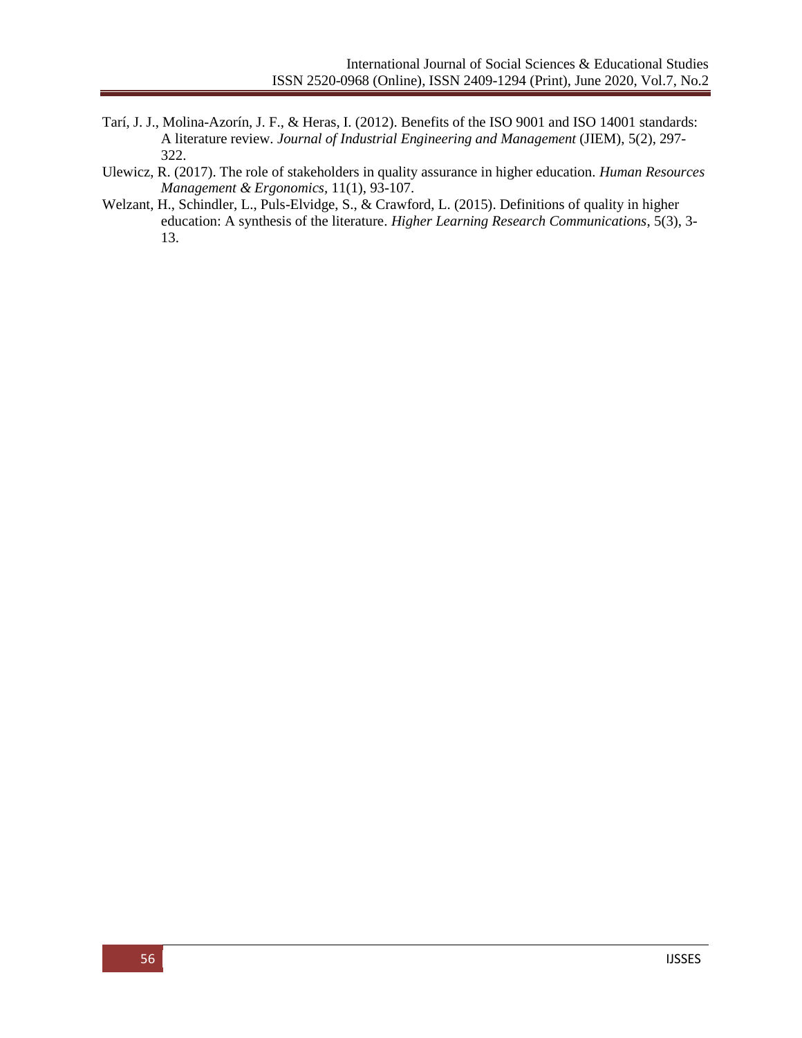Tarí, J. J., Molina-Azorín, J. F., & Heras, I. (2012). Benefits of the ISO 9001 and ISO 14001 standards: A literature review. *Journal of Industrial Engineering and Management* (JIEM), 5(2), 297-322.

Ulewicz, R. (2017). The role of stakeholders in quality assurance in higher education. *Human Resources Management & Ergonomics*, 11(1), 93-107.

Welzant, H., Schindler, L., Puls-Elvidge, S., & Crawford, L. (2015). Definitions of quality in higher education: A synthesis of the literature. *Higher Learning Research Communications*, 5(3), 3-13.